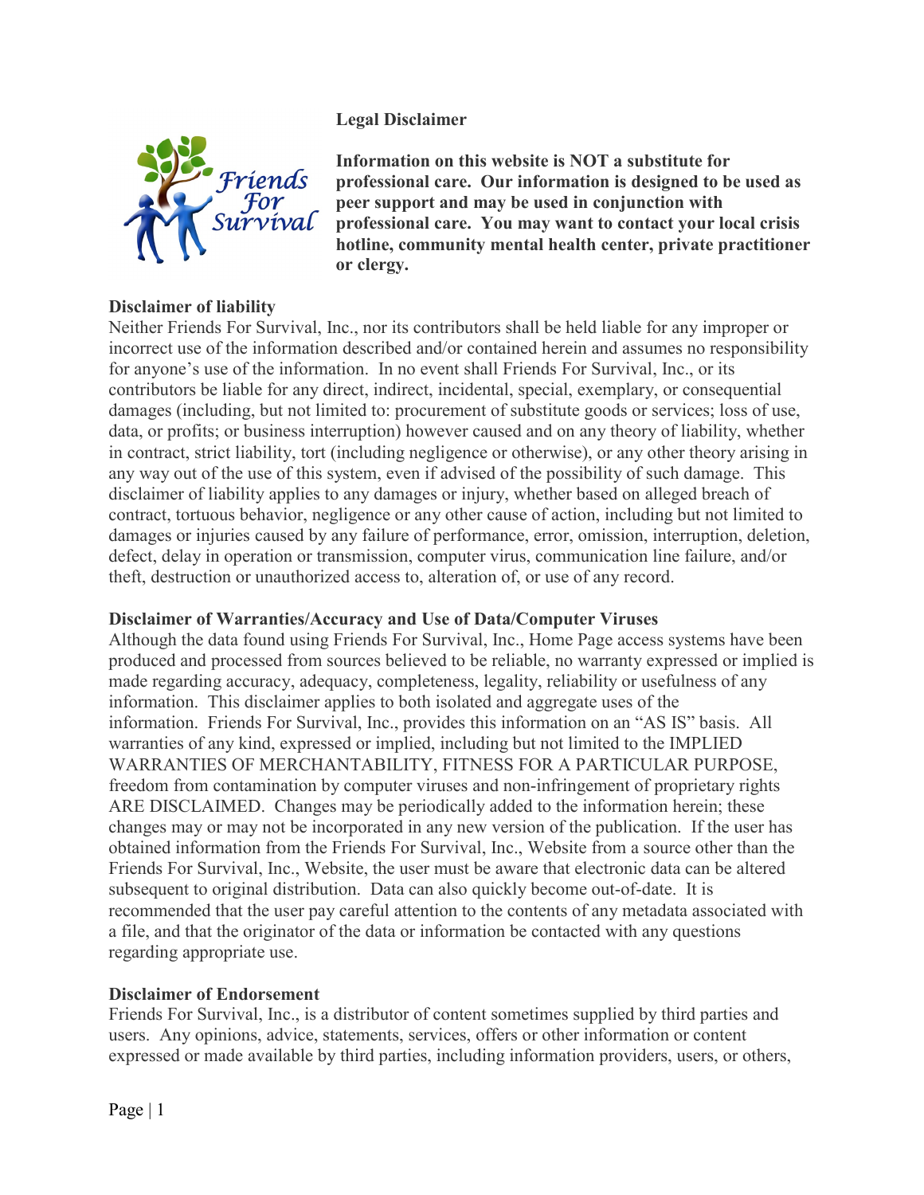# Legal Disclaimer

**Information on this website is NOT a substitute for professional care. Our information is designed to be used as peer support and may be used in conjunction with professional care. You may want to contact your local crisis hotline, community mental health center, private practitioner or clergy.**

## Disclaimer of liability

Neither Friends For Survival, Inc., nor its contributors shall be held liable for any improper or incorrect use of the information described and/or contained herein and assumes no responsibility for anyone's use of the information. In no event shall Friends For Survival, Inc., or its contributors be liable for any direct, indirect, incidental, special, exemplary, or consequential damages (including, but not limited to: procurement of substitute goods or services; loss of use, data, or profits; or business interruption) however caused and on any theory of liability, whether in contract, strict liability, tort (including negligence or otherwise), or any other theory arising in any way out of the use of this system, even if advised of the possibility of such damage. This disclaimer of liability applies to any damages or injury, whether based on alleged breach of contract, tortuous behavior, negligence or any other cause of action, including but not limited to damages or injuries caused by any failure of performance, error, omission, interruption, deletion, defect, delay in operation or transmission, computer virus, communication line failure, and/or theft, destruction or unauthorized access to, alteration of, or use of any record.

## Disclaimer of Warranties/Accuracy and Use of Data/Computer Viruses

Although the data found using Friends For Survival, Inc., Home Page access systems have been produced and processed from sources believed to be reliable, no warranty expressed or implied is made regarding accuracy, adequacy, completeness, legality, reliability or usefulness of any information. This disclaimer applies to both isolated and aggregate uses of the information. Friends For Survival, Inc., provides this information on an "AS IS" basis. All warranties of any kind, expressed or implied, including but not limited to the IMPLIED WARRANTIES OF MERCHANTABILITY, FITNESS FOR A PARTICULAR PURPOSE, freedom from contamination by computer viruses and non-infringement of proprietary rights ARE DISCLAIMED. Changes may be periodically added to the information herein; these changes may or may not be incorporated in any new version of the publication. If the user has obtained information from the Friends For Survival, Inc., Website from a source other than the Friends For Survival, Inc., Website, the user must be aware that electronic data can be altered subsequent to original distribution. Data can also quickly become out-of-date. It is recommended that the user pay careful attention to the contents of any metadata associated with a file, and that the originator of the data or information be contacted with any questions regarding appropriate use.

## Disclaimer of Endorsement

Friends For Survival, Inc., is a distributor of content sometimes supplied by third parties and users. Any opinions, advice, statements, services, offers or other information or content expressed or made available by third parties, including information providers, users, or others,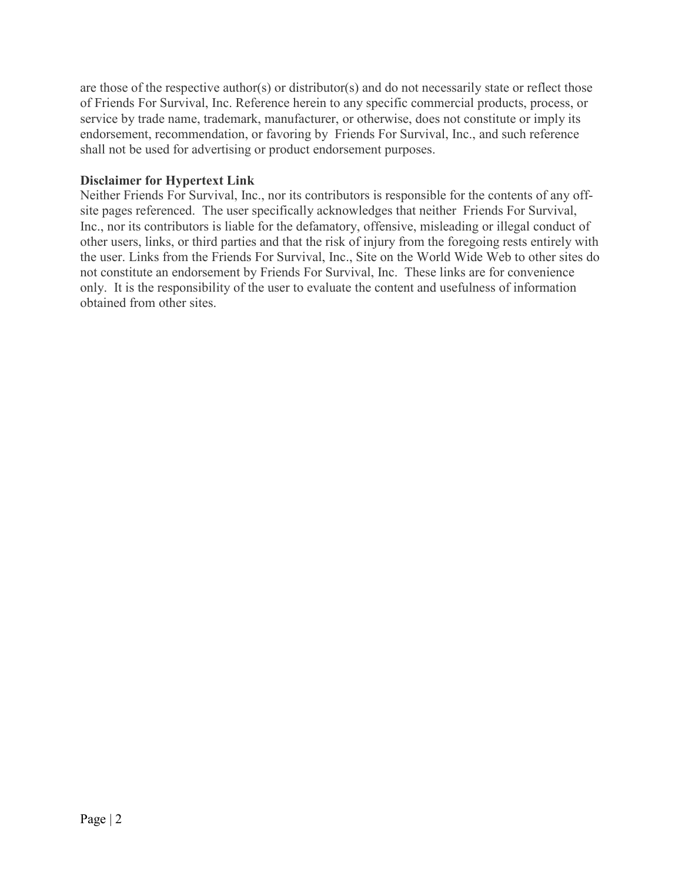are those of the respective author(s) or distributor(s) and do not necessarily state or reflect those of Friends For Survival, Inc. Reference herein to any specific commercial products, process, or service by trade name, trademark, manufacturer, or otherwise, does not constitute or imply its endorsement, recommendation, or favoring by Friends For Survival, Inc., and such reference shall not be used for advertising or product endorsement purposes.

**Disclaimer for Hypertext Link**

Neither Friends For Survival, Inc., nor its contributors is responsible for the contents of any off-site pages referenced. The user specifically acknowledges that neither Friends For Survival, Inc., nor its contributors is liable for the defamatory, offensive, misleading or illegal conduct of other users, links, or third parties and that the risk of injury from the foregoing rests entirely with the user. Links from the Friends For Survival, Inc., Site on the World Wide Web to other sites do not constitute an endorsement by Friends For Survival, Inc. These links are for convenience only. It is the responsibility of the user to evaluate the content and usefulness of information obtained from other sites.